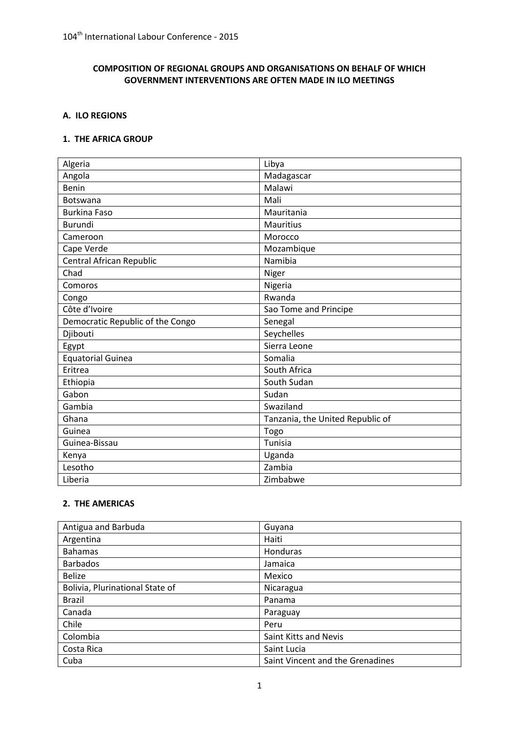## COMPOSITION OF REGIONAL GROUPS AND ORGANISATIONS ON BEHALF OF WHICH GOVERNMENT INTERVENTIONS ARE OFTEN MADE IN ILO MEETINGS

### A. ILO REGIONS

#### 1. THE AFRICA GROUP

| | |
|---|---|
| Algeria | Libya |
| Angola | Madagascar |
| Benin | Malawi |
| Botswana | Mali |
| Burkina Faso | Mauritania |
| Burundi | Mauritius |
| Cameroon | Morocco |
| Cape Verde | Mozambique |
| Central African Republic | Namibia |
| Chad | Niger |
| Comoros | Nigeria |
| Congo | Rwanda |
| Côte d'Ivoire | Sao Tome and Principe |
| Democratic Republic of the Congo | Senegal |
| Djibouti | Seychelles |
| Egypt | Sierra Leone |
| Equatorial Guinea | Somalia |
| Eritrea | South Africa |
| Ethiopia | South Sudan |
| Gabon | Sudan |
| Gambia | Swaziland |
| Ghana | Tanzania, the United Republic of |
| Guinea | Togo |
| Guinea-Bissau | Tunisia |
| Kenya | Uganda |
| Lesotho | Zambia |
| Liberia | Zimbabwe |

#### 2. THE AMERICAS

| | |
|---|---|
| Antigua and Barbuda | Guyana |
| Argentina | Haiti |
| Bahamas | Honduras |
| Barbados | Jamaica |
| Belize | Mexico |
| Bolivia, Plurinational State of | Nicaragua |
| Brazil | Panama |
| Canada | Paraguay |
| Chile | Peru |
| Colombia | Saint Kitts and Nevis |
| Costa Rica | Saint Lucia |
| Cuba | Saint Vincent and the Grenadines |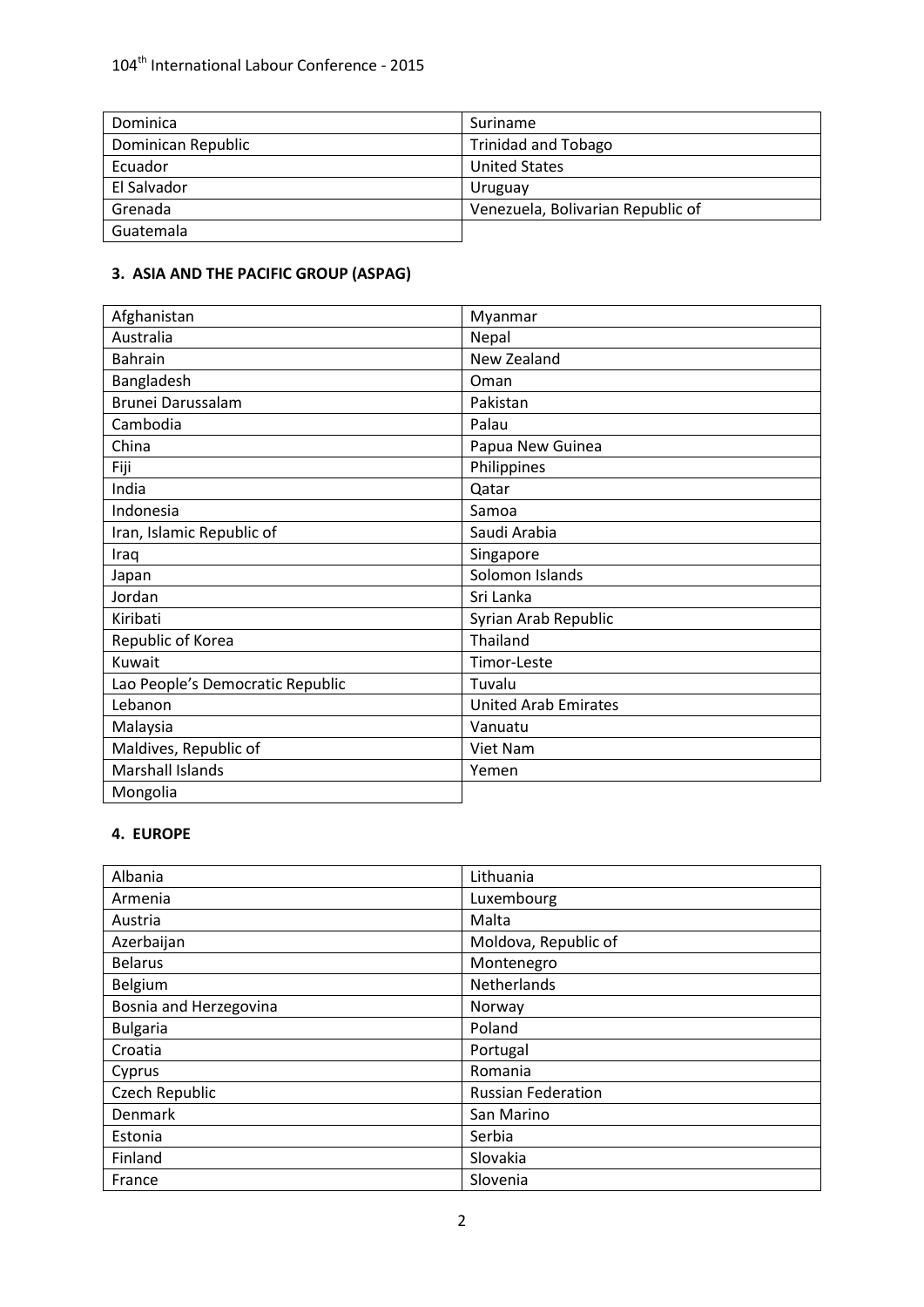| Dominica | Suriname |
|---|---|
| Dominican Republic | Trinidad and Tobago |
| Ecuador | United States |
| El Salvador | Uruguay |
| Grenada | Venezuela, Bolivarian Republic of |
| Guatemala | |

### 3. ASIA AND THE PACIFIC GROUP (ASPAG)

| Afghanistan | Myanmar |
|---|---|
| Australia | Nepal |
| Bahrain | New Zealand |
| Bangladesh | Oman |
| Brunei Darussalam | Pakistan |
| Cambodia | Palau |
| China | Papua New Guinea |
| Fiji | Philippines |
| India | Qatar |
| Indonesia | Samoa |
| Iran, Islamic Republic of | Saudi Arabia |
| Iraq | Singapore |
| Japan | Solomon Islands |
| Jordan | Sri Lanka |
| Kiribati | Syrian Arab Republic |
| Republic of Korea | Thailand |
| Kuwait | Timor-Leste |
| Lao People's Democratic Republic | Tuvalu |
| Lebanon | United Arab Emirates |
| Malaysia | Vanuatu |
| Maldives, Republic of | Viet Nam |
| Marshall Islands | Yemen |
| Mongolia | |

### 4. EUROPE

| Albania | Lithuania |
|---|---|
| Armenia | Luxembourg |
| Austria | Malta |
| Azerbaijan | Moldova, Republic of |
| Belarus | Montenegro |
| Belgium | Netherlands |
| Bosnia and Herzegovina | Norway |
| Bulgaria | Poland |
| Croatia | Portugal |
| Cyprus | Romania |
| Czech Republic | Russian Federation |
| Denmark | San Marino |
| Estonia | Serbia |
| Finland | Slovakia |
| France | Slovenia |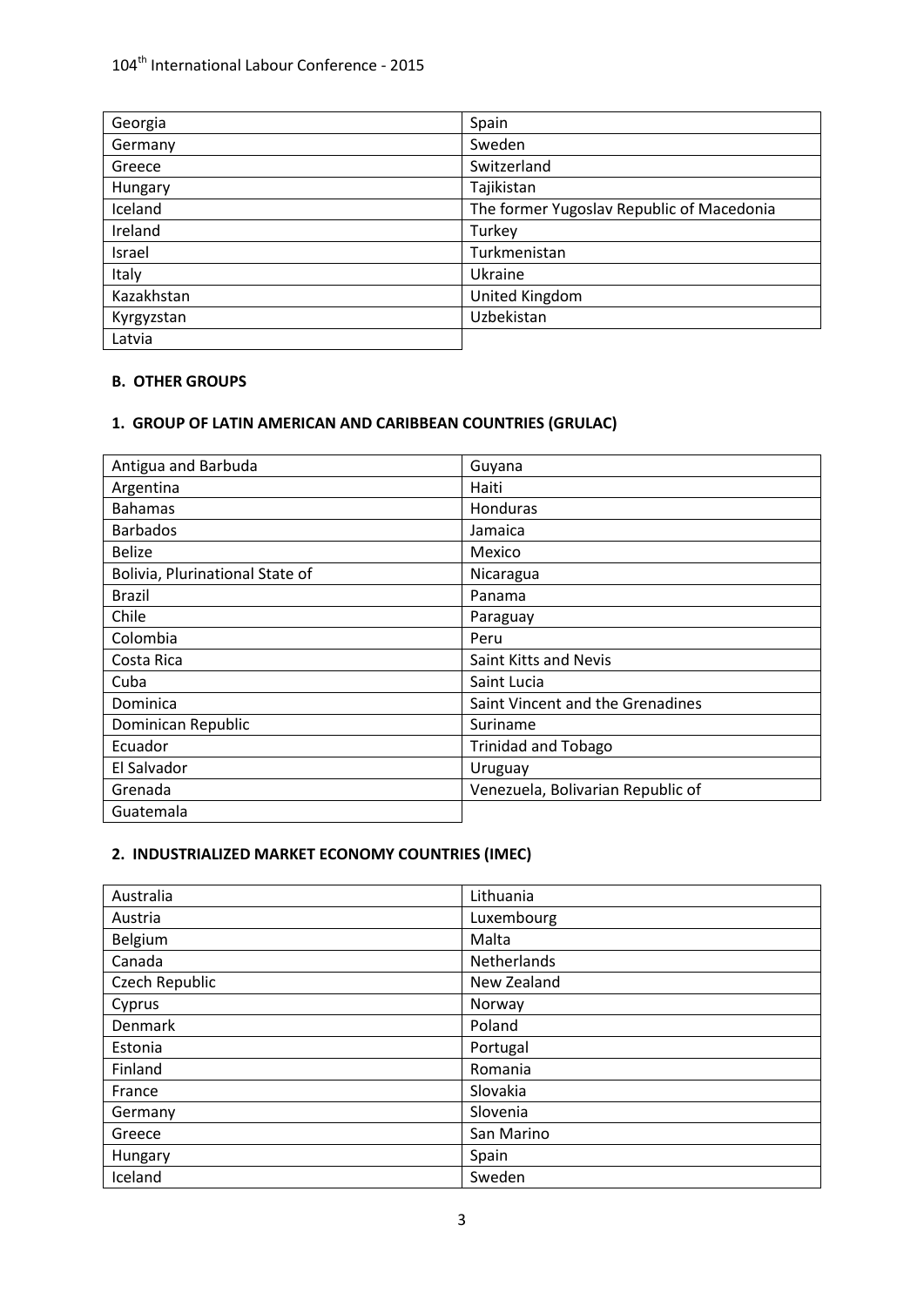| Georgia | Spain |
|---|---|
| Germany | Sweden |
| Greece | Switzerland |
| Hungary | Tajikistan |
| Iceland | The former Yugoslav Republic of Macedonia |
| Ireland | Turkey |
| Israel | Turkmenistan |
| Italy | Ukraine |
| Kazakhstan | United Kingdom |
| Kyrgyzstan | Uzbekistan |
| Latvia | |

**B. OTHER GROUPS**

**1. GROUP OF LATIN AMERICAN AND CARIBBEAN COUNTRIES (GRULAC)**

| Antigua and Barbuda | Guyana |
|---|---|
| Argentina | Haiti |
| Bahamas | Honduras |
| Barbados | Jamaica |
| Belize | Mexico |
| Bolivia, Plurinational State of | Nicaragua |
| Brazil | Panama |
| Chile | Paraguay |
| Colombia | Peru |
| Costa Rica | Saint Kitts and Nevis |
| Cuba | Saint Lucia |
| Dominica | Saint Vincent and the Grenadines |
| Dominican Republic | Suriname |
| Ecuador | Trinidad and Tobago |
| El Salvador | Uruguay |
| Grenada | Venezuela, Bolivarian Republic of |
| Guatemala | |

**2. INDUSTRIALIZED MARKET ECONOMY COUNTRIES (IMEC)**

| Australia | Lithuania |
|---|---|
| Austria | Luxembourg |
| Belgium | Malta |
| Canada | Netherlands |
| Czech Republic | New Zealand |
| Cyprus | Norway |
| Denmark | Poland |
| Estonia | Portugal |
| Finland | Romania |
| France | Slovakia |
| Germany | Slovenia |
| Greece | San Marino |
| Hungary | Spain |
| Iceland | Sweden |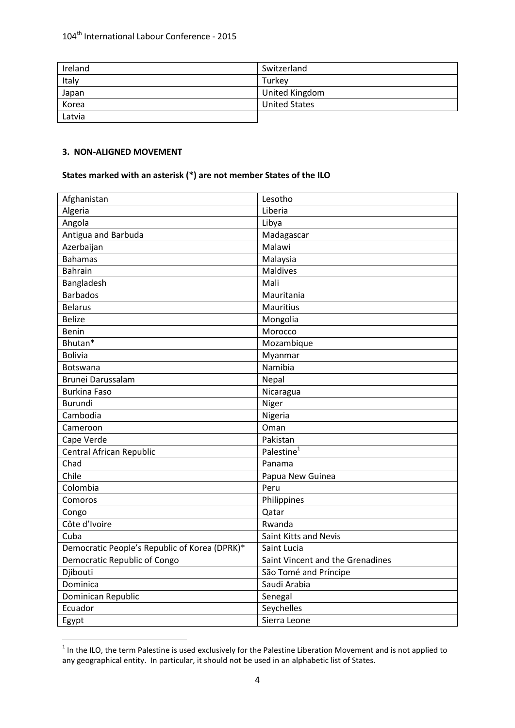| Ireland | Switzerland |
|---|---|
| Italy | Turkey |
| Japan | United Kingdom |
| Korea | United States |
| Latvia | |

**3. NON-ALIGNED MOVEMENT**

**States marked with an asterisk (*) are not member States of the ILO**

| Afghanistan | Lesotho |
|---|---|
| Algeria | Liberia |
| Angola | Libya |
| Antigua and Barbuda | Madagascar |
| Azerbaijan | Malawi |
| Bahamas | Malaysia |
| Bahrain | Maldives |
| Bangladesh | Mali |
| Barbados | Mauritania |
| Belarus | Mauritius |
| Belize | Mongolia |
| Benin | Morocco |
| Bhutan* | Mozambique |
| Bolivia | Myanmar |
| Botswana | Namibia |
| Brunei Darussalam | Nepal |
| Burkina Faso | Nicaragua |
| Burundi | Niger |
| Cambodia | Nigeria |
| Cameroon | Oman |
| Cape Verde | Pakistan |
| Central African Republic | Palestine[1] |
| Chad | Panama |
| Chile | Papua New Guinea |
| Colombia | Peru |
| Comoros | Philippines |
| Congo | Qatar |
| Côte d'Ivoire | Rwanda |
| Cuba | Saint Kitts and Nevis |
| Democratic People's Republic of Korea (DPRK)* | Saint Lucia |
| Democratic Republic of Congo | Saint Vincent and the Grenadines |
| Djibouti | São Tomé and Príncipe |
| Dominica | Saudi Arabia |
| Dominican Republic | Senegal |
| Ecuador | Seychelles |
| Egypt | Sierra Leone |

[1] In the ILO, the term Palestine is used exclusively for the Palestine Liberation Movement and is not applied to any geographical entity. In particular, it should not be used in an alphabetic list of States.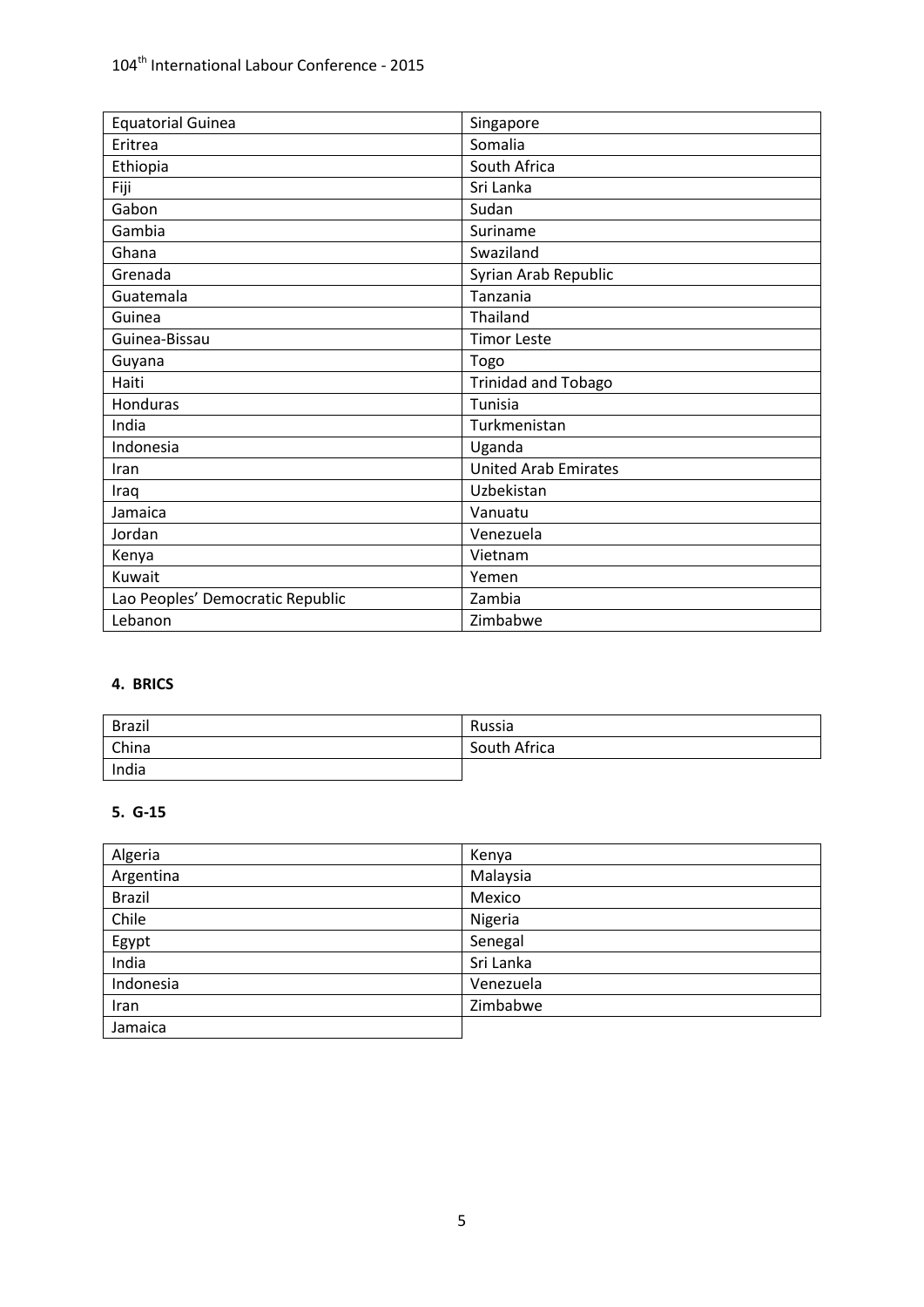| Equatorial Guinea | Singapore |
|---|---|
| Eritrea | Somalia |
| Ethiopia | South Africa |
| Fiji | Sri Lanka |
| Gabon | Sudan |
| Gambia | Suriname |
| Ghana | Swaziland |
| Grenada | Syrian Arab Republic |
| Guatemala | Tanzania |
| Guinea | Thailand |
| Guinea-Bissau | Timor Leste |
| Guyana | Togo |
| Haiti | Trinidad and Tobago |
| Honduras | Tunisia |
| India | Turkmenistan |
| Indonesia | Uganda |
| Iran | United Arab Emirates |
| Iraq | Uzbekistan |
| Jamaica | Vanuatu |
| Jordan | Venezuela |
| Kenya | Vietnam |
| Kuwait | Yemen |
| Lao Peoples' Democratic Republic | Zambia |
| Lebanon | Zimbabwe |

**4. BRICS**

| Brazil | Russia |
|---|---|
| China | South Africa |
| India | |

**5. G-15**

| Algeria | Kenya |
|---|---|
| Argentina | Malaysia |
| Brazil | Mexico |
| Chile | Nigeria |
| Egypt | Senegal |
| India | Sri Lanka |
| Indonesia | Venezuela |
| Iran | Zimbabwe |
| Jamaica | |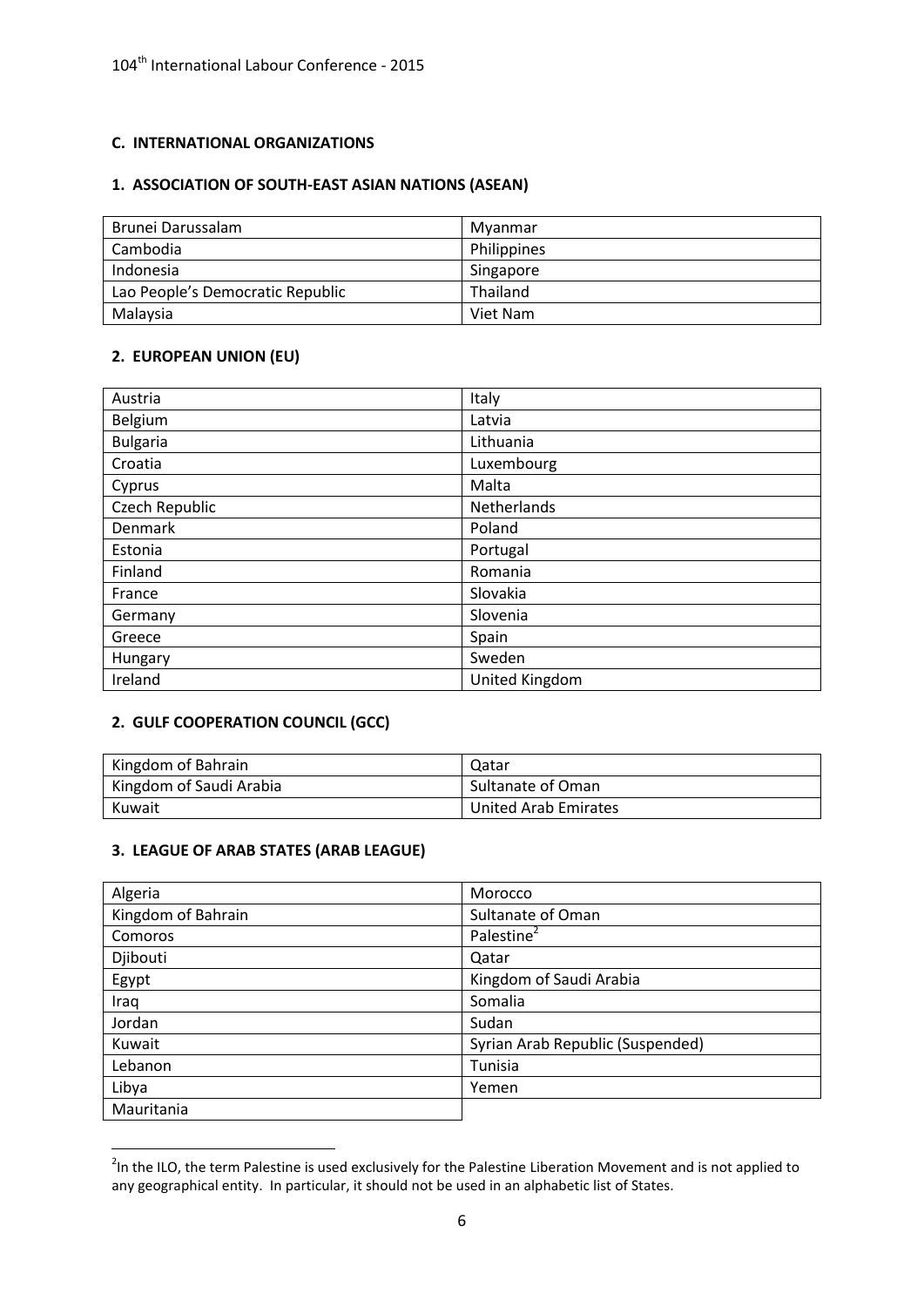**C. INTERNATIONAL ORGANIZATIONS**

**1. ASSOCIATION OF SOUTH-EAST ASIAN NATIONS (ASEAN)**

| | |
|---|---|
| Brunei Darussalam | Myanmar |
| Cambodia | Philippines |
| Indonesia | Singapore |
| Lao People's Democratic Republic | Thailand |
| Malaysia | Viet Nam |

**2. EUROPEAN UNION (EU)**

| | |
|---|---|
| Austria | Italy |
| Belgium | Latvia |
| Bulgaria | Lithuania |
| Croatia | Luxembourg |
| Cyprus | Malta |
| Czech Republic | Netherlands |
| Denmark | Poland |
| Estonia | Portugal |
| Finland | Romania |
| France | Slovakia |
| Germany | Slovenia |
| Greece | Spain |
| Hungary | Sweden |
| Ireland | United Kingdom |

**2. GULF COOPERATION COUNCIL (GCC)**

| | |
|---|---|
| Kingdom of Bahrain | Qatar |
| Kingdom of Saudi Arabia | Sultanate of Oman |
| Kuwait | United Arab Emirates |

**3. LEAGUE OF ARAB STATES (ARAB LEAGUE)**

| | |
|---|---|
| Algeria | Morocco |
| Kingdom of Bahrain | Sultanate of Oman |
| Comoros | Palestine[2] |
| Djibouti | Qatar |
| Egypt | Kingdom of Saudi Arabia |
| Iraq | Somalia |
| Jordan | Sudan |
| Kuwait | Syrian Arab Republic (Suspended) |
| Lebanon | Tunisia |
| Libya | Yemen |
| Mauritania | |

[2] In the ILO, the term Palestine is used exclusively for the Palestine Liberation Movement and is not applied to any geographical entity. In particular, it should not be used in an alphabetic list of States.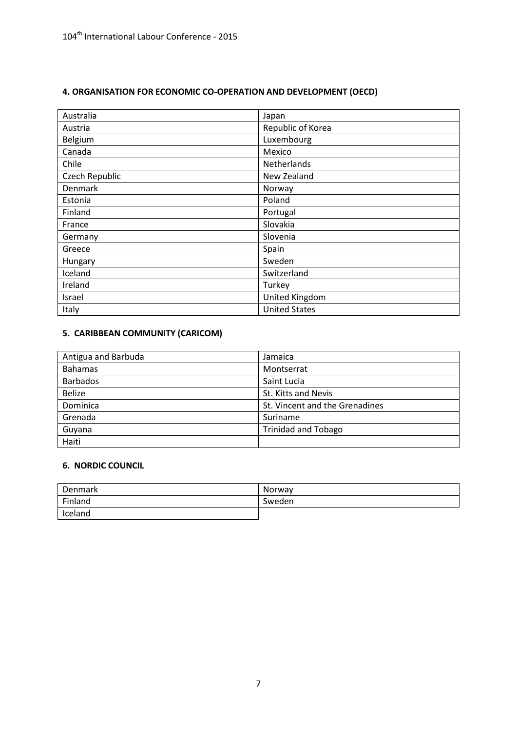### 4. ORGANISATION FOR ECONOMIC CO-OPERATION AND DEVELOPMENT (OECD)

| | |
|---|---|
| Australia | Japan |
| Austria | Republic of Korea |
| Belgium | Luxembourg |
| Canada | Mexico |
| Chile | Netherlands |
| Czech Republic | New Zealand |
| Denmark | Norway |
| Estonia | Poland |
| Finland | Portugal |
| France | Slovakia |
| Germany | Slovenia |
| Greece | Spain |
| Hungary | Sweden |
| Iceland | Switzerland |
| Ireland | Turkey |
| Israel | United Kingdom |
| Italy | United States |

### 5. CARIBBEAN COMMUNITY (CARICOM)

| | |
|---|---|
| Antigua and Barbuda | Jamaica |
| Bahamas | Montserrat |
| Barbados | Saint Lucia |
| Belize | St. Kitts and Nevis |
| Dominica | St. Vincent and the Grenadines |
| Grenada | Suriname |
| Guyana | Trinidad and Tobago |
| Haiti | |

### 6. NORDIC COUNCIL

| | |
|---|---|
| Denmark | Norway |
| Finland | Sweden |
| Iceland | |